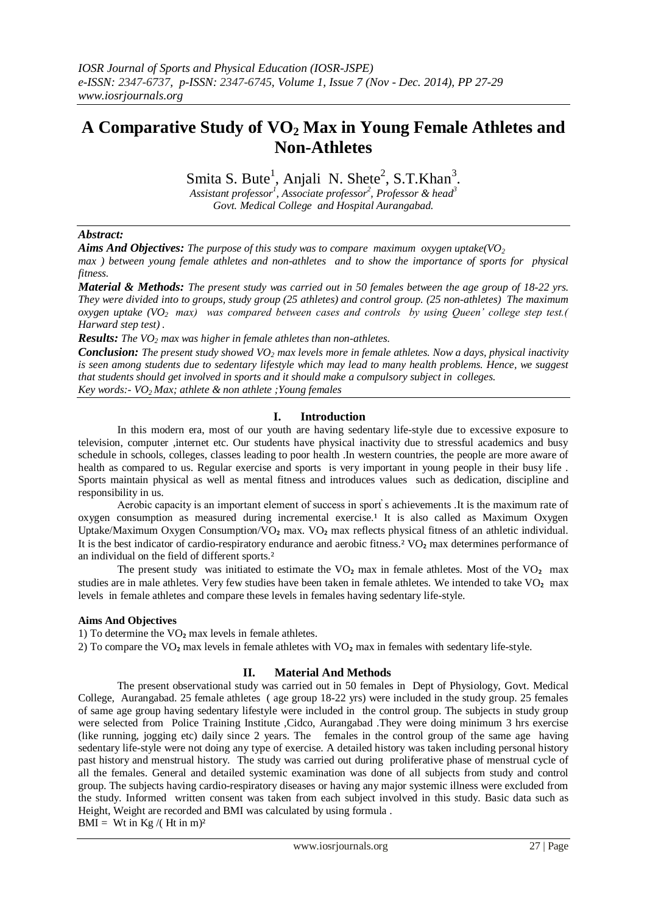# A Comparative Study of $VO_2$ Max in Young Female Athletes and Non-Athletes

Smita S. Bute[1], Anjali N. Shete[2], S.T.Khan[3].

*Assistant professor[1], Associate professor[2], Professor & head[3]*
*Govt. Medical College and Hospital Aurangabad.*

***Abstract:***

***Aims And Objectives:*** *The purpose of this study was to compare maximum oxygen uptake($VO_2$ max ) between young female athletes and non-athletes and to show the importance of sports for physical fitness.*

***Material & Methods:*** *The present study was carried out in 50 females between the age group of 18-22 yrs. They were divided into to groups, study group (25 athletes) and control group. (25 non-athletes) The maximum oxygen uptake ($VO_2$ max) was compared between cases and controls by using Queen' college step test.( Harward step test) .*

***Results:*** *The $VO_2$ max was higher in female athletes than non-athletes.*

***Conclusion:*** *The present study showed $VO_2$ max levels more in female athletes. Now a days, physical inactivity is seen among students due to sedentary lifestyle which may lead to many health problems. Hence, we suggest that students should get involved in sports and it should make a compulsory subject in colleges.*

*Key words:- $VO_2$ Max; athlete & non athlete ;Young females*

## I. Introduction

In this modern era, most of our youth are having sedentary life-style due to excessive exposure to television, computer ,internet etc. Our students have physical inactivity due to stressful academics and busy schedule in schools, colleges, classes leading to poor health .In western countries, the people are more aware of health as compared to us. Regular exercise and sports is very important in young people in their busy life . Sports maintain physical as well as mental fitness and introduces values such as dedication, discipline and responsibility in us.

Aerobic capacity is an important element of success in sport's achievements .It is the maximum rate of oxygen consumption as measured during incremental exercise.[1] It is also called as Maximum Oxygen Uptake/Maximum Oxygen Consumption/$VO_2$ max. $VO_2$ max reflects physical fitness of an athletic individual. It is the best indicator of cardio-respiratory endurance and aerobic fitness.[2] $VO_2$ max determines performance of an individual on the field of different sports.[2]

The present study was initiated to estimate the $VO_2$ max in female athletes. Most of the $VO_2$ max studies are in male athletes. Very few studies have been taken in female athletes. We intended to take $VO_2$ max levels in female athletes and compare these levels in females having sedentary life-style.

### Aims And Objectives

1) To determine the $VO_2$ max levels in female athletes.

2) To compare the $VO_2$ max levels in female athletes with $VO_2$ max in females with sedentary life-style.

## II. Material And Methods

The present observational study was carried out in 50 females in Dept of Physiology, Govt. Medical College, Aurangabad. 25 female athletes ( age group 18-22 yrs) were included in the study group. 25 females of same age group having sedentary lifestyle were included in the control group. The subjects in study group were selected from Police Training Institute ,Cidco, Aurangabad .They were doing minimum 3 hrs exercise (like running, jogging etc) daily since 2 years. The females in the control group of the same age having sedentary life-style were not doing any type of exercise. A detailed history was taken including personal history past history and menstrual history. The study was carried out during proliferative phase of menstrual cycle of all the females. General and detailed systemic examination was done of all subjects from study and control group. The subjects having cardio-respiratory diseases or having any major systemic illness were excluded from the study. Informed written consent was taken from each subject involved in this study. Basic data such as Height, Weight are recorded and BMI was calculated by using formula .

$$BMI = \text{Wt in Kg} / (\text{Ht in m})^2$$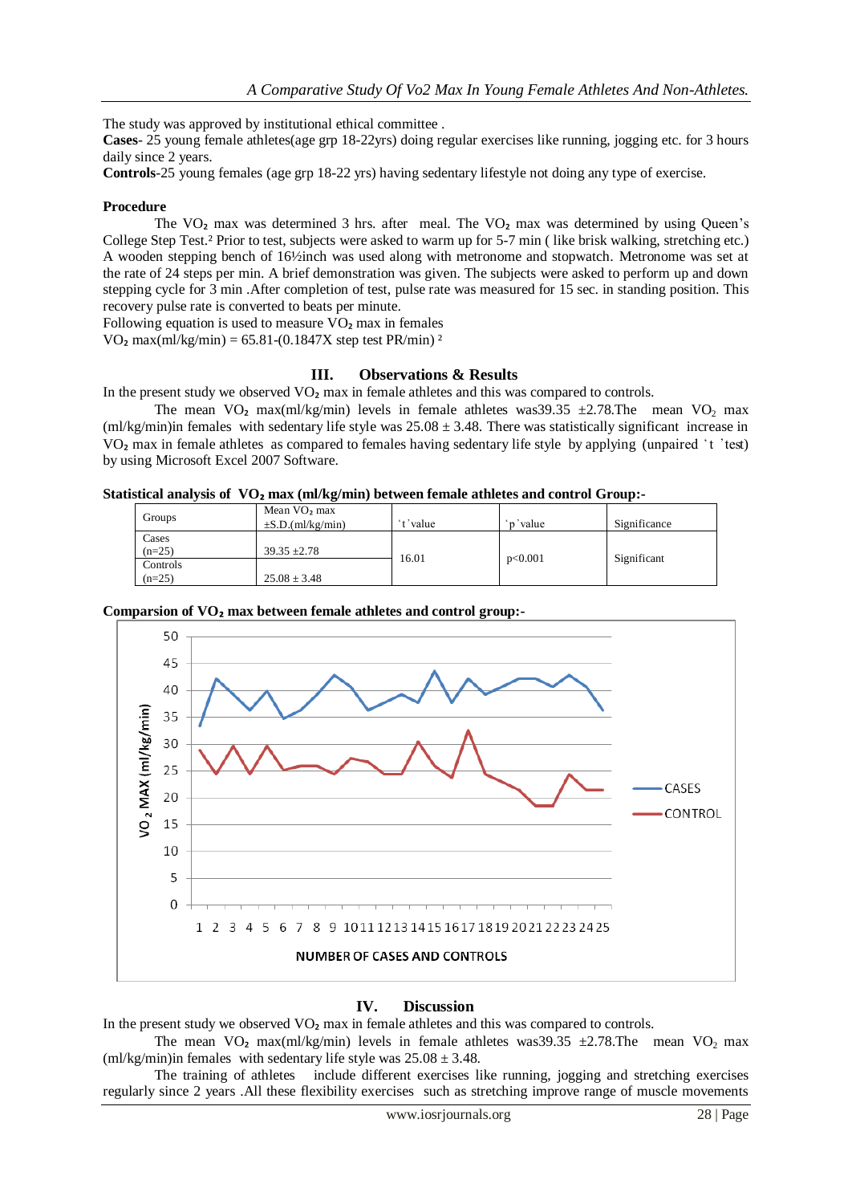The study was approved by institutional ethical committee .

**Cases**- 25 young female athletes(age grp 18-22yrs) doing regular exercises like running, jogging etc. for 3 hours daily since 2 years.

**Controls**-25 young females (age grp 18-22 yrs) having sedentary lifestyle not doing any type of exercise.

### Procedure

The $VO_2$ max was determined 3 hrs. after meal. The $VO_2$ max was determined by using Queen's College Step Test.[2] Prior to test, subjects were asked to warm up for 5-7 min ( like brisk walking, stretching etc.) A wooden stepping bench of 16½inch was used along with metronome and stopwatch. Metronome was set at the rate of 24 steps per min. A brief demonstration was given. The subjects were asked to perform up and down stepping cycle for 3 min .After completion of test, pulse rate was measured for 15 sec. in standing position. This recovery pulse rate is converted to beats per minute.

Following equation is used to measure $VO_2$ max in females

$VO_2$ max(ml/kg/min) = 65.81-(0.1847X step test PR/min) [2]

## III. Observations & Results

In the present study we observed $VO_2$ max in female athletes and this was compared to controls.

The mean $VO_2$ max(ml/kg/min) levels in female athletes was39.35 ±2.78.The mean $VO_2$ max (ml/kg/min)in females with sedentary life style was 25.08 ± 3.48. There was statistically significant increase in $VO_2$ max in female athletes as compared to females having sedentary life style by applying (unpaired 't 'test) by using Microsoft Excel 2007 Software.

**Statistical analysis of $VO_2$ max (ml/kg/min) between female athletes and control Group:-**

| Groups | Mean $VO_2$ max ±S.D.(ml/kg/min) | 't 'value | 'p 'value | Significance |
|---|---|---|---|---|
| Cases (n=25) | 39.35 ±2.78 | 16.01 | p<0.001 | Significant |
| Controls (n=25) | 25.08 ± 3.48 | | | |

**Comparsion of $VO_2$ max between female athletes and control group:-**

## IV. Discussion

In the present study we observed $VO_2$ max in female athletes and this was compared to controls.

The mean $VO_2$ max(ml/kg/min) levels in female athletes was39.35 ±2.78.The mean $VO_2$ max (ml/kg/min)in females with sedentary life style was 25.08 ± 3.48.

The training of athletes include different exercises like running, jogging and stretching exercises regularly since 2 years .All these flexibility exercises such as stretching improve range of muscle movements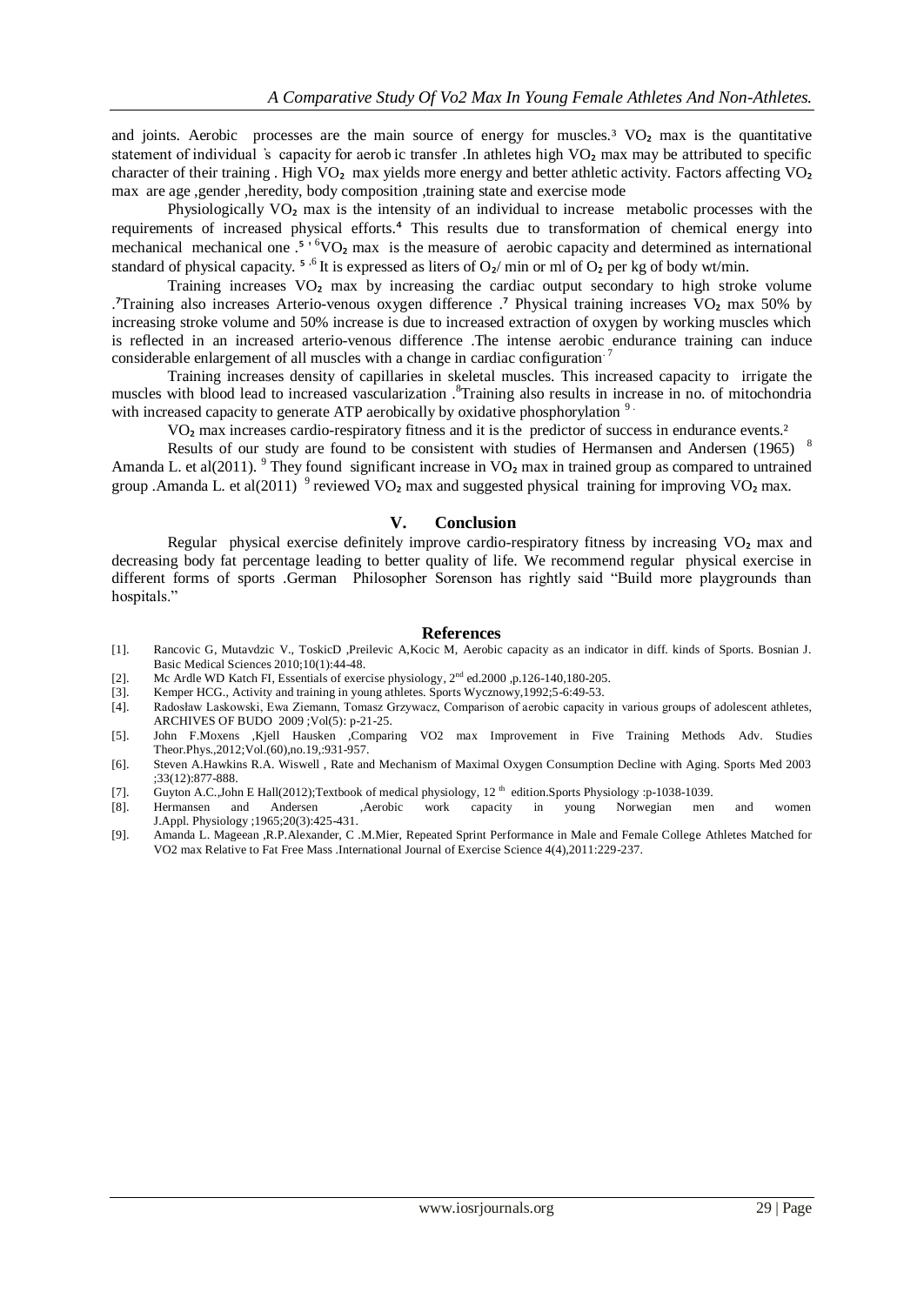and joints. Aerobic processes are the main source of energy for muscles.[3] $VO_2$ max is the quantitative statement of individual 's capacity for aerob ic transfer .In athletes high $VO_2$ max may be attributed to specific character of their training . High $VO_2$ max yields more energy and better athletic activity. Factors affecting $VO_2$ max are age ,gender ,heredity, body composition ,training state and exercise mode

Physiologically $VO_2$ max is the intensity of an individual to increase metabolic processes with the requirements of increased physical efforts.[4] This results due to transformation of chemical energy into mechanical mechanical one .[5,6] $VO_2$ max is the measure of aerobic capacity and determined as international standard of physical capacity. [5,6] It is expressed as liters of $O_2$/ min or ml of $O_2$ per kg of body wt/min.

Training increases $VO_2$ max by increasing the cardiac output secondary to high stroke volume .[7] Training also increases Arterio-venous oxygen difference .[7] Physical training increases $VO_2$ max 50% by increasing stroke volume and 50% increase is due to increased extraction of oxygen by working muscles which is reflected in an increased arterio-venous difference .The intense aerobic endurance training can induce considerable enlargement of all muscles with a change in cardiac configuration.[7]

Training increases density of capillaries in skeletal muscles. This increased capacity to irrigate the muscles with blood lead to increased vascularization .[8] Training also results in increase in no. of mitochondria with increased capacity to generate ATP aerobically by oxidative phosphorylation [9].

$VO_2$ max increases cardio-respiratory fitness and it is the predictor of success in endurance events.[2]

Results of our study are found to be consistent with studies of Hermansen and Andersen (1965) [8] Amanda L. et al(2011). [9] They found significant increase in $VO_2$ max in trained group as compared to untrained group .Amanda L. et al(2011) [9] reviewed $VO_2$ max and suggested physical training for improving $VO_2$ max.

## V. Conclusion

Regular physical exercise definitely improve cardio-respiratory fitness by increasing $VO_2$ max and decreasing body fat percentage leading to better quality of life. We recommend regular physical exercise in different forms of sports .German Philosopher Sorenson has rightly said "Build more playgrounds than hospitals."

## References

[1]. Rancovic G, Mutavdzic V., ToskicD ,Preilevic A,Kocic M, Aerobic capacity as an indicator in diff. kinds of Sports. Bosnian J. Basic Medical Sciences 2010;10(1):44-48.

[2]. Mc Ardle WD Katch FI, Essentials of exercise physiology, 2nd ed.2000 ,p.126-140,180-205.

[3]. Kemper HCG., Activity and training in young athletes. Sports Wycznowy,1992;5-6:49-53.

[4]. Radosław Laskowski, Ewa Ziemann, Tomasz Grzywacz, Comparison of aerobic capacity in various groups of adolescent athletes, ARCHIVES OF BUDO 2009 ;Vol(5): p-21-25.

[5]. John F.Moxens ,Kjell Hausken ,Comparing VO2 max Improvement in Five Training Methods Adv. Studies Theor.Phys.,2012;Vol.(60),no.19,:931-957.

[6]. Steven A.Hawkins R.A. Wiswell , Rate and Mechanism of Maximal Oxygen Consumption Decline with Aging. Sports Med 2003 ;33(12):877-888.

[7]. Guyton A.C.,John E Hall(2012);Textbook of medical physiology, 12 th edition.Sports Physiology :p-1038-1039.

[8]. Hermansen and Andersen ,Aerobic work capacity in young Norwegian men and women J.Appl. Physiology ;1965;20(3):425-431.

[9]. Amanda L. Mageean ,R.P.Alexander, C .M.Mier, Repeated Sprint Performance in Male and Female College Athletes Matched for VO2 max Relative to Fat Free Mass .International Journal of Exercise Science 4(4),2011:229-237.